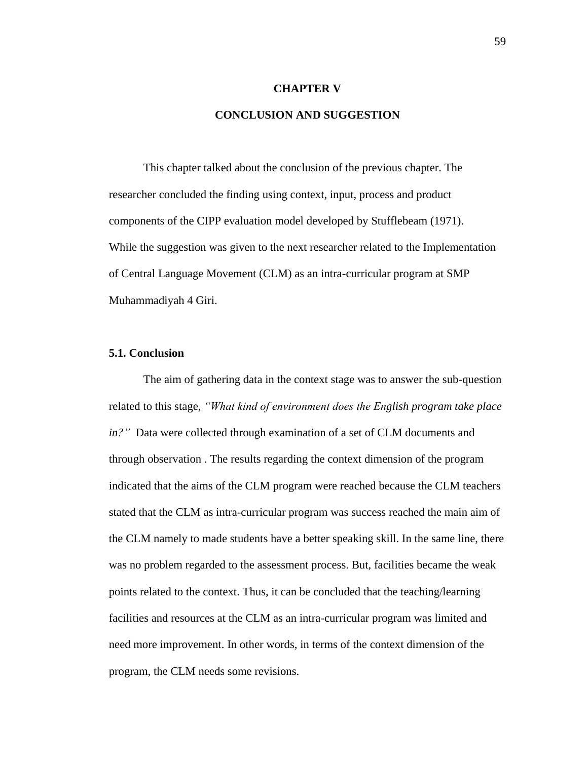# CHAPTER V

# CONCLUSION AND SUGGESTION

This chapter talked about the conclusion of the previous chapter. The researcher concluded the finding using context, input, process and product components of the CIPP evaluation model developed by Stufflebeam (1971). While the suggestion was given to the next researcher related to the Implementation of Central Language Movement (CLM) as an intra-curricular program at SMP Muhammadiyah 4 Giri.

## 5.1. Conclusion

The aim of gathering data in the context stage was to answer the sub-question related to this stage, *"What kind of environment does the English program take place in?"* Data were collected through examination of a set of CLM documents and through observation . The results regarding the context dimension of the program indicated that the aims of the CLM program were reached because the CLM teachers stated that the CLM as intra-curricular program was success reached the main aim of the CLM namely to made students have a better speaking skill. In the same line, there was no problem regarded to the assessment process. But, facilities became the weak points related to the context. Thus, it can be concluded that the teaching/learning facilities and resources at the CLM as an intra-curricular program was limited and need more improvement. In other words, in terms of the context dimension of the program, the CLM needs some revisions.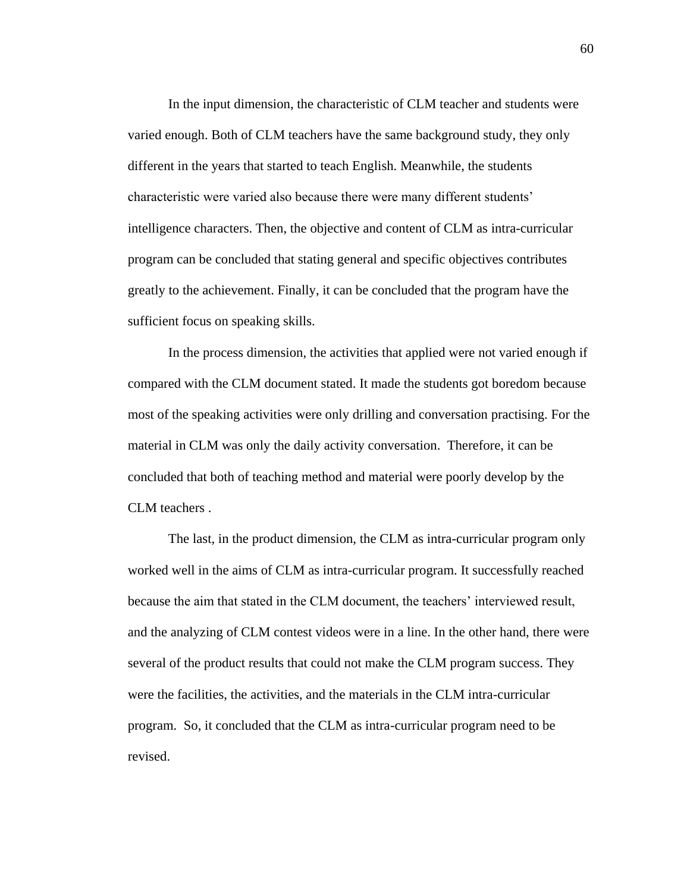In the input dimension, the characteristic of CLM teacher and students were varied enough. Both of CLM teachers have the same background study, they only different in the years that started to teach English. Meanwhile, the students characteristic were varied also because there were many different students' intelligence characters. Then, the objective and content of CLM as intra-curricular program can be concluded that stating general and specific objectives contributes greatly to the achievement. Finally, it can be concluded that the program have the sufficient focus on speaking skills.

In the process dimension, the activities that applied were not varied enough if compared with the CLM document stated. It made the students got boredom because most of the speaking activities were only drilling and conversation practising. For the material in CLM was only the daily activity conversation. Therefore, it can be concluded that both of teaching method and material were poorly develop by the CLM teachers .

The last, in the product dimension, the CLM as intra-curricular program only worked well in the aims of CLM as intra-curricular program. It successfully reached because the aim that stated in the CLM document, the teachers' interviewed result, and the analyzing of CLM contest videos were in a line. In the other hand, there were several of the product results that could not make the CLM program success. They were the facilities, the activities, and the materials in the CLM intra-curricular program. So, it concluded that the CLM as intra-curricular program need to be revised.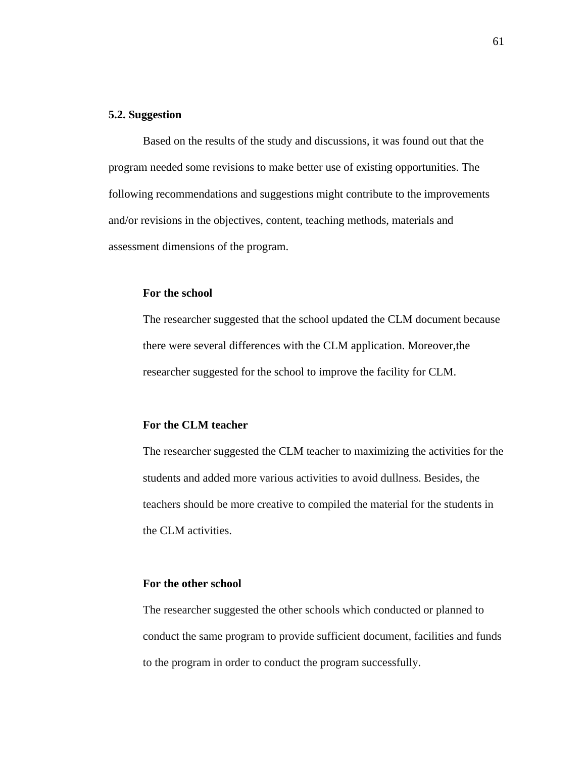## 5.2. Suggestion

Based on the results of the study and discussions, it was found out that the program needed some revisions to make better use of existing opportunities. The following recommendations and suggestions might contribute to the improvements and/or revisions in the objectives, content, teaching methods, materials and assessment dimensions of the program.

### For the school

The researcher suggested that the school updated the CLM document because there were several differences with the CLM application. Moreover,the researcher suggested for the school to improve the facility for CLM.

### For the CLM teacher

The researcher suggested the CLM teacher to maximizing the activities for the students and added more various activities to avoid dullness. Besides, the teachers should be more creative to compiled the material for the students in the CLM activities.

### For the other school

The researcher suggested the other schools which conducted or planned to conduct the same program to provide sufficient document, facilities and funds to the program in order to conduct the program successfully.